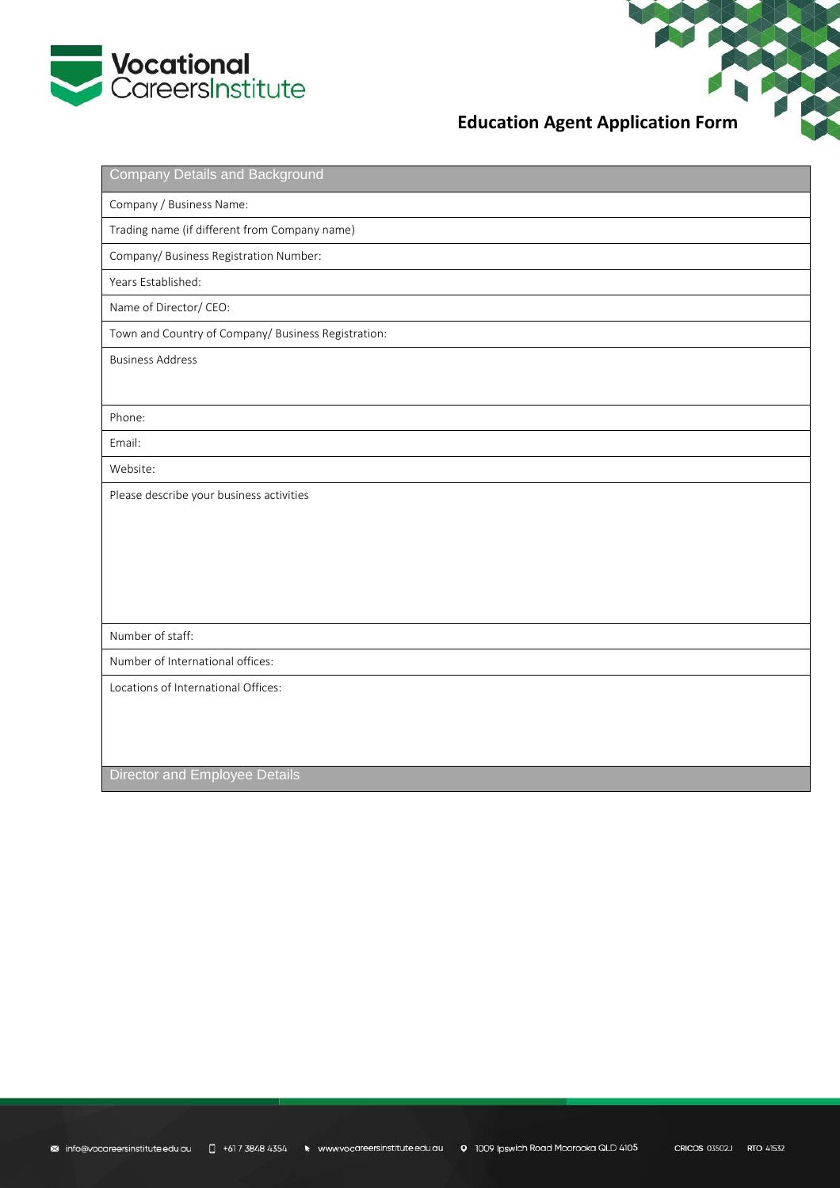Vocational CareersInstitute

# Education Agent Application Form

| Company Details and Background |
| --- |
| Company / Business Name: |
| Trading name (if different from Company name) |
| Company/ Business Registration Number: |
| Years Established: |
| Name of Director/ CEO: |
| Town and Country of Company/ Business Registration: |
| Business Address |
| Phone: |
| Email: |
| Website: |
| Please describe your business activities |
| Number of staff: |
| Number of International offices: |
| Locations of International Offices: |
| **Director and Employee Details** |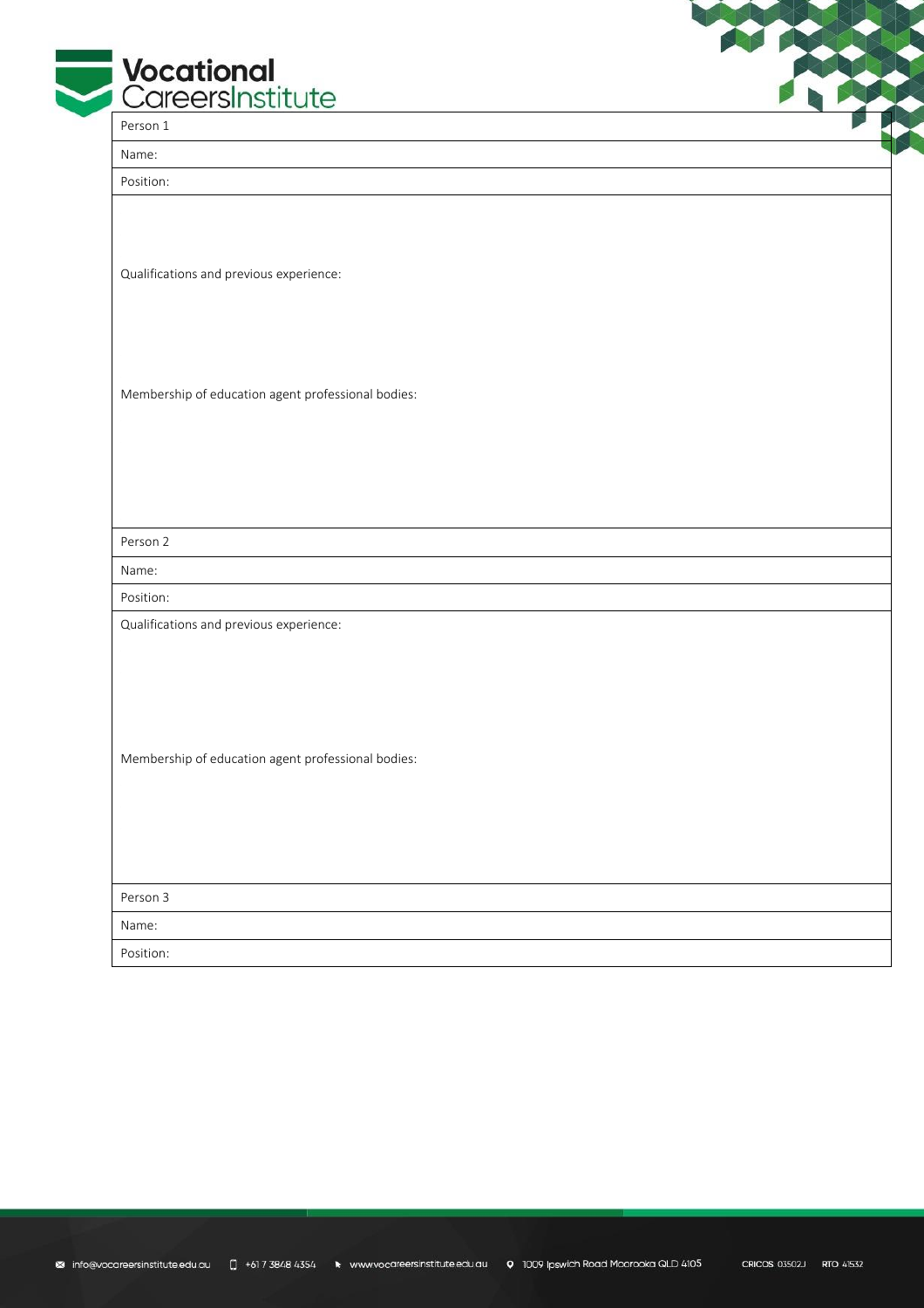| Person 1 |
| --- |
| Name: |
| Position: |
| Qualifications and previous experience:<br><br>Membership of education agent professional bodies: |

| Person 2 |
| --- |
| Name: |
| Position: |
| Qualifications and previous experience:<br><br>Membership of education agent professional bodies: |

| Person 3 |
| --- |
| Name: |
| Position: |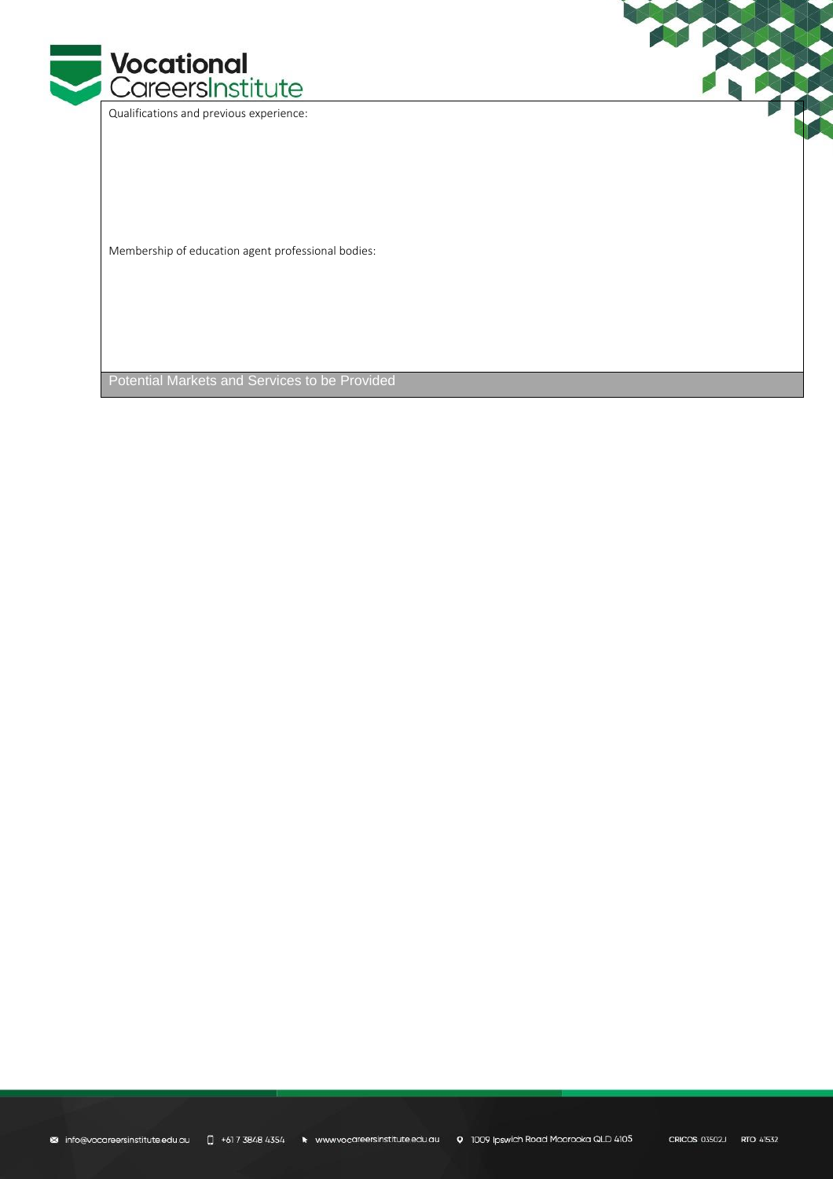Qualifications and previous experience:

Membership of education agent professional bodies:

## Potential Markets and Services to be Provided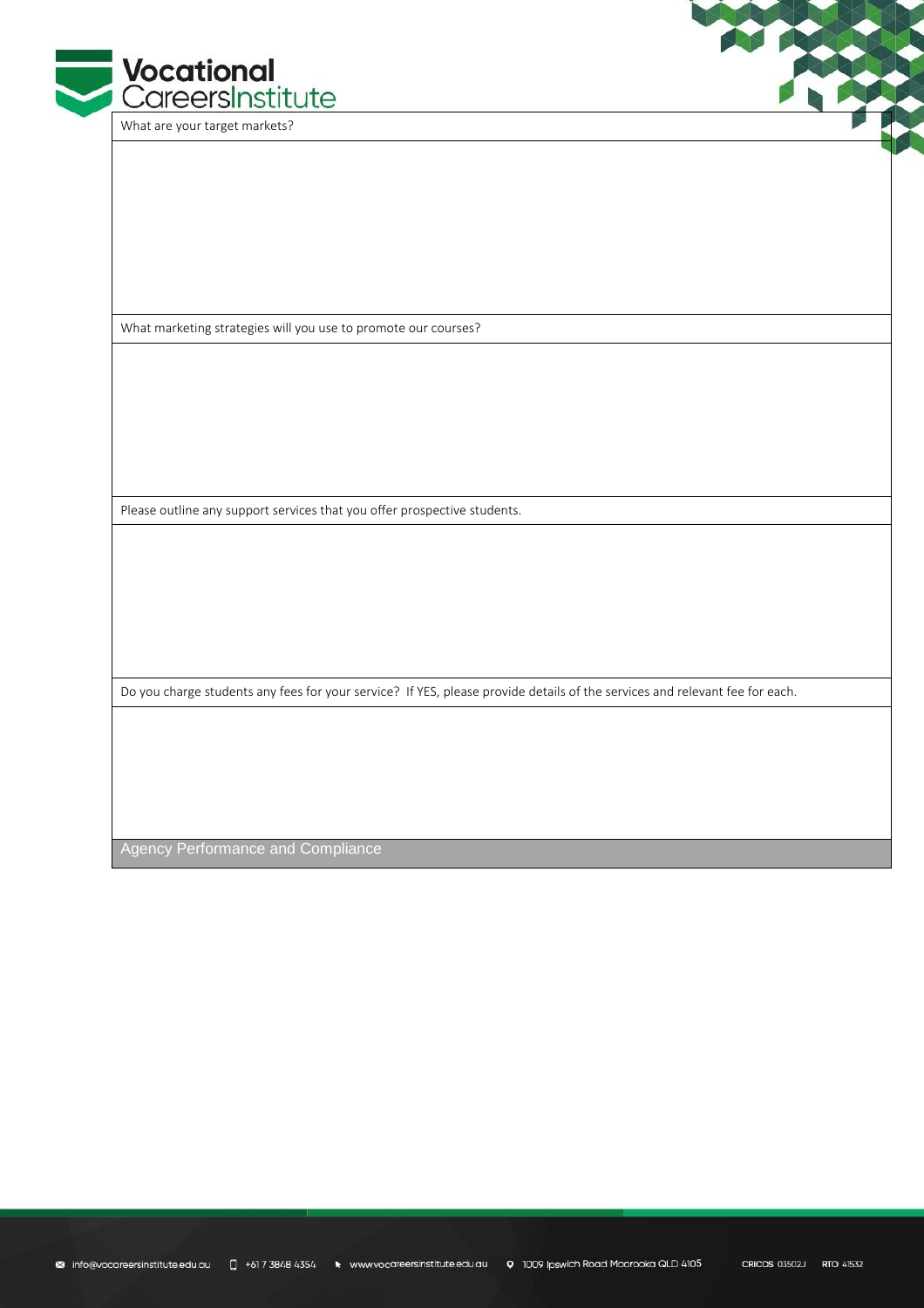| What are your target markets? |
| --- |
| |
| What marketing strategies will you use to promote our courses? |
| |
| Please outline any support services that you offer prospective students. |
| |
| Do you charge students any fees for your service? If YES, please provide details of the services and relevant fee for each. |
| |

## Agency Performance and Compliance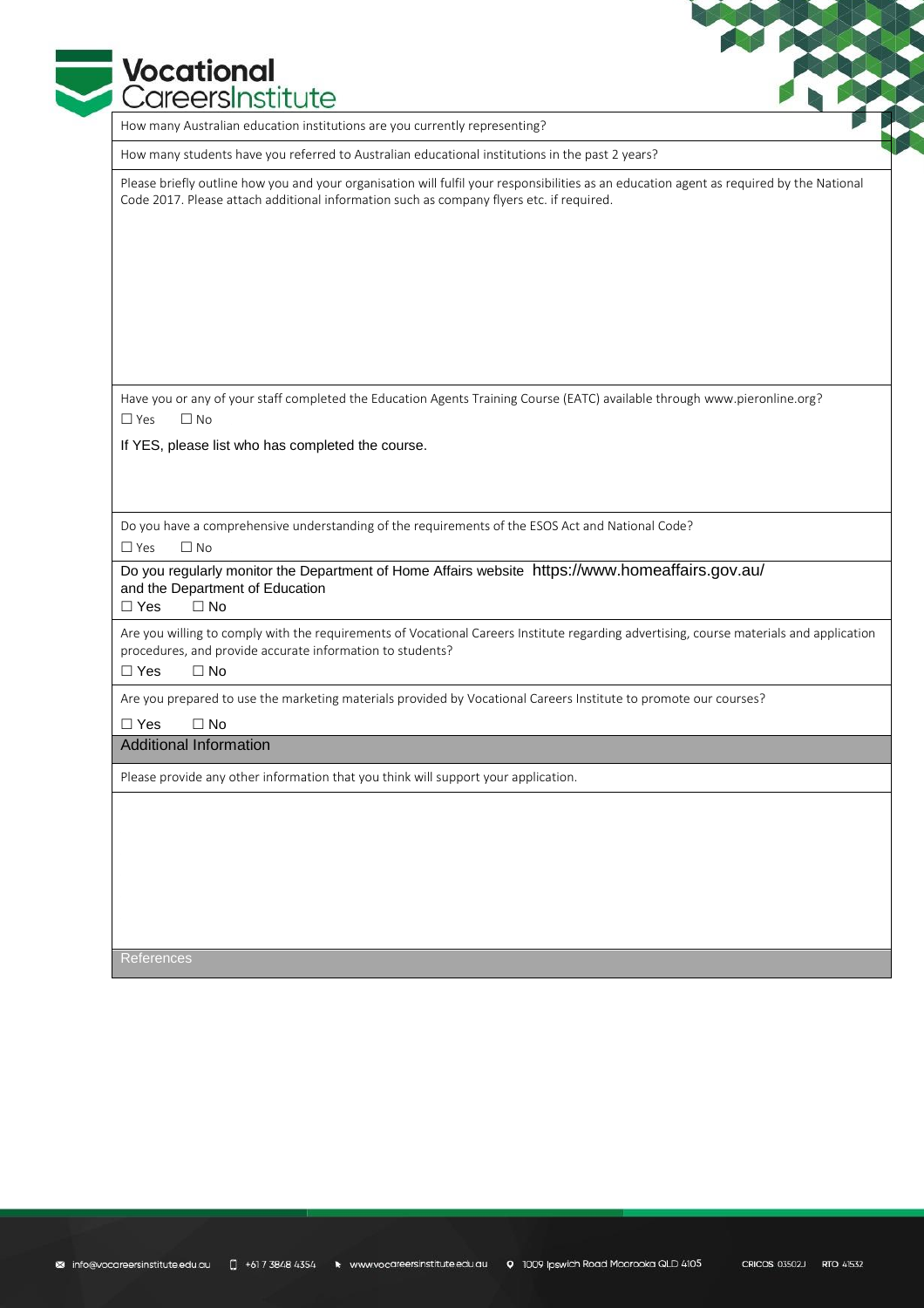How many Australian education institutions are you currently representing?

How many students have you referred to Australian educational institutions in the past 2 years?

Please briefly outline how you and your organisation will fulfil your responsibilities as an education agent as required by the National Code 2017. Please attach additional information such as company flyers etc. if required.

Have you or any of your staff completed the Education Agents Training Course (EATC) available through www.pieronline.org?

☐ Yes ☐ No

If YES, please list who has completed the course.

Do you have a comprehensive understanding of the requirements of the ESOS Act and National Code?

☐ Yes ☐ No

Do you regularly monitor the Department of Home Affairs website https://www.homeaffairs.gov.au/ and the Department of Education

☐ Yes ☐ No

Are you willing to comply with the requirements of Vocational Careers Institute regarding advertising, course materials and application procedures, and provide accurate information to students?

☐ Yes ☐ No

Are you prepared to use the marketing materials provided by Vocational Careers Institute to promote our courses?

☐ Yes ☐ No

## Additional Information

Please provide any other information that you think will support your application.

## References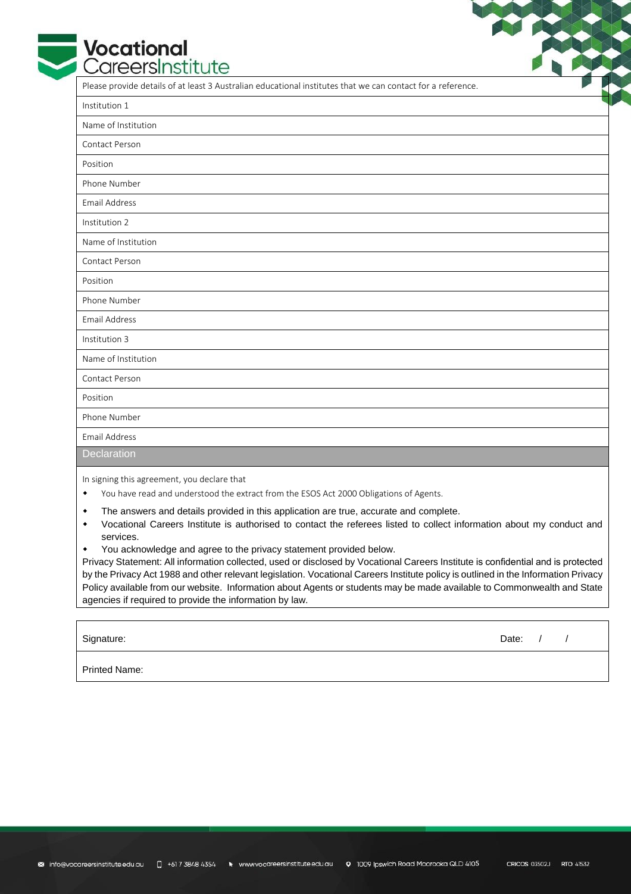Please provide details of at least 3 Australian educational institutes that we can contact for a reference.

| Institution 1 | |
|---|---|
| Name of Institution | |
| Contact Person | |
| Position | |
| Phone Number | |
| Email Address | |

| Institution 2 | |
|---|---|
| Name of Institution | |
| Contact Person | |
| Position | |
| Phone Number | |
| Email Address | |

| Institution 3 | |
|---|---|
| Name of Institution | |
| Contact Person | |
| Position | |
| Phone Number | |
| Email Address | |

## Declaration

In signing this agreement, you declare that

- You have read and understood the extract from the ESOS Act 2000 Obligations of Agents.
- The answers and details provided in this application are true, accurate and complete.
- Vocational Careers Institute is authorised to contact the referees listed to collect information about my conduct and services.
- You acknowledge and agree to the privacy statement provided below.

Privacy Statement: All information collected, used or disclosed by Vocational Careers Institute is confidential and is protected by the Privacy Act 1988 and other relevant legislation. Vocational Careers Institute policy is outlined in the Information Privacy Policy available from our website. Information about Agents or students may be made available to Commonwealth and State agencies if required to provide the information by law.

| Signature: | Date: / / |
|---|---|
| Printed Name: | |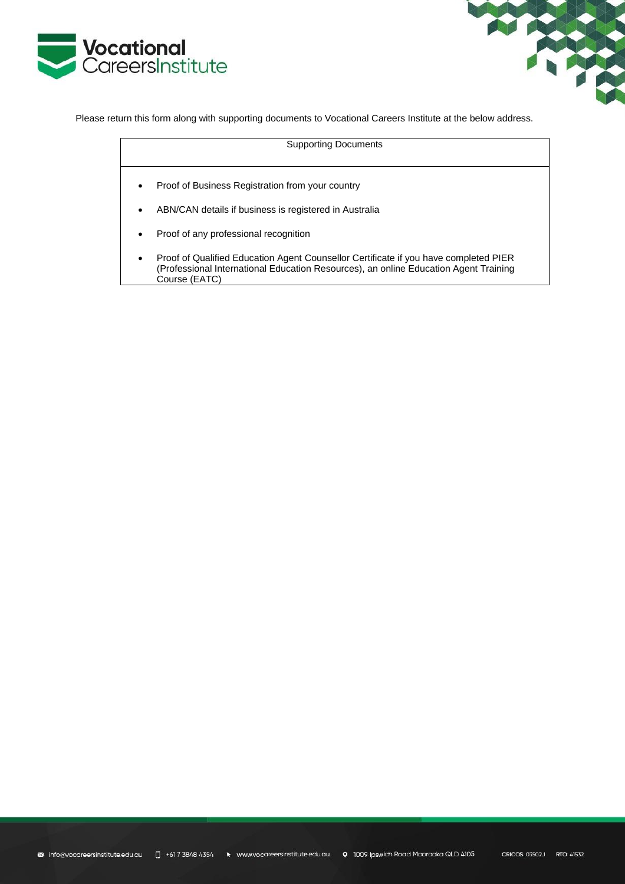Please return this form along with supporting documents to Vocational Careers Institute at the below address.

| Supporting Documents |
|---|
| • Proof of Business Registration from your country<br>• ABN/CAN details if business is registered in Australia<br>• Proof of any professional recognition<br>• Proof of Qualified Education Agent Counsellor Certificate if you have completed PIER (Professional International Education Resources), an online Education Agent Training Course (EATC) |